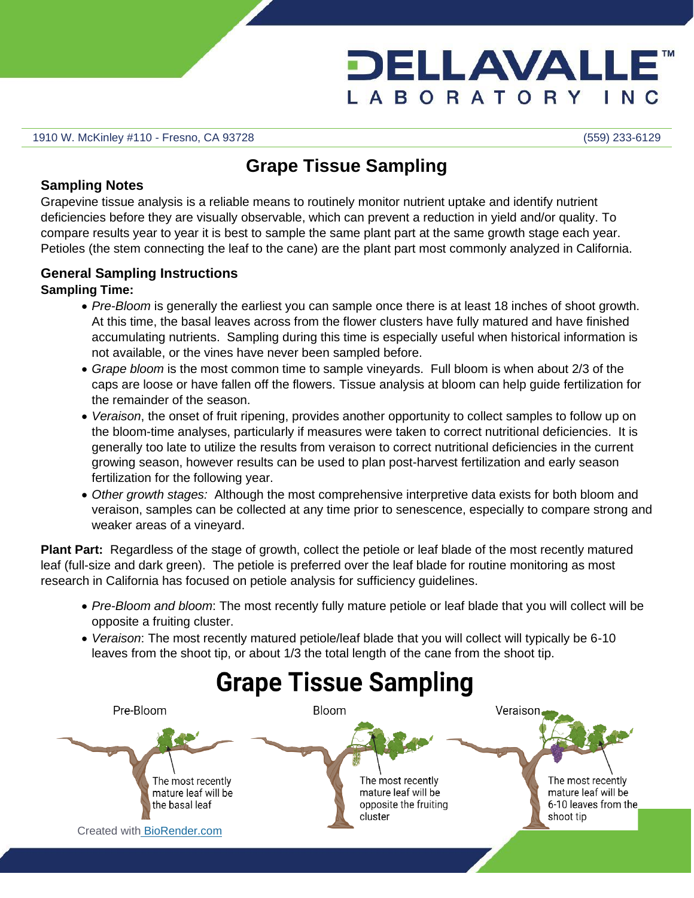# DELLAVALLE™ LABORATORY INC

1910 W. McKinley #110 - Fresno, CA 93728 (559) 233-6129

## Grape Tissue Sampling

### Sampling Notes

Grapevine tissue analysis is a reliable means to routinely monitor nutrient uptake and identify nutrient deficiencies before they are visually observable, which can prevent a reduction in yield and/or quality. To compare results year to year it is best to sample the same plant part at the same growth stage each year. Petioles (the stem connecting the leaf to the cane) are the plant part most commonly analyzed in California.

### General Sampling Instructions

**Sampling Time:**

- *Pre-Bloom* is generally the earliest you can sample once there is at least 18 inches of shoot growth. At this time, the basal leaves across from the flower clusters have fully matured and have finished accumulating nutrients. Sampling during this time is especially useful when historical information is not available, or the vines have never been sampled before.
- *Grape bloom* is the most common time to sample vineyards. Full bloom is when about 2/3 of the caps are loose or have fallen off the flowers. Tissue analysis at bloom can help guide fertilization for the remainder of the season.
- *Veraison*, the onset of fruit ripening, provides another opportunity to collect samples to follow up on the bloom-time analyses, particularly if measures were taken to correct nutritional deficiencies. It is generally too late to utilize the results from veraison to correct nutritional deficiencies in the current growing season, however results can be used to plan post-harvest fertilization and early season fertilization for the following year.
- *Other growth stages:* Although the most comprehensive interpretive data exists for both bloom and veraison, samples can be collected at any time prior to senescence, especially to compare strong and weaker areas of a vineyard.

**Plant Part:** Regardless of the stage of growth, collect the petiole or leaf blade of the most recently matured leaf (full-size and dark green). The petiole is preferred over the leaf blade for routine monitoring as most research in California has focused on petiole analysis for sufficiency guidelines.

- *Pre-Bloom and bloom*: The most recently fully mature petiole or leaf blade that you will collect will be opposite a fruiting cluster.
- *Veraison*: The most recently matured petiole/leaf blade that you will collect will typically be 6-10 leaves from the shoot tip, or about 1/3 the total length of the cane from the shoot tip.

## Grape Tissue Sampling

Pre-Bloom: The most recently mature leaf will be the basal leaf

Bloom: The most recently mature leaf will be opposite the fruiting cluster

Veraison: The most recently mature leaf will be 6-10 leaves from the shoot tip

Created with BioRender.com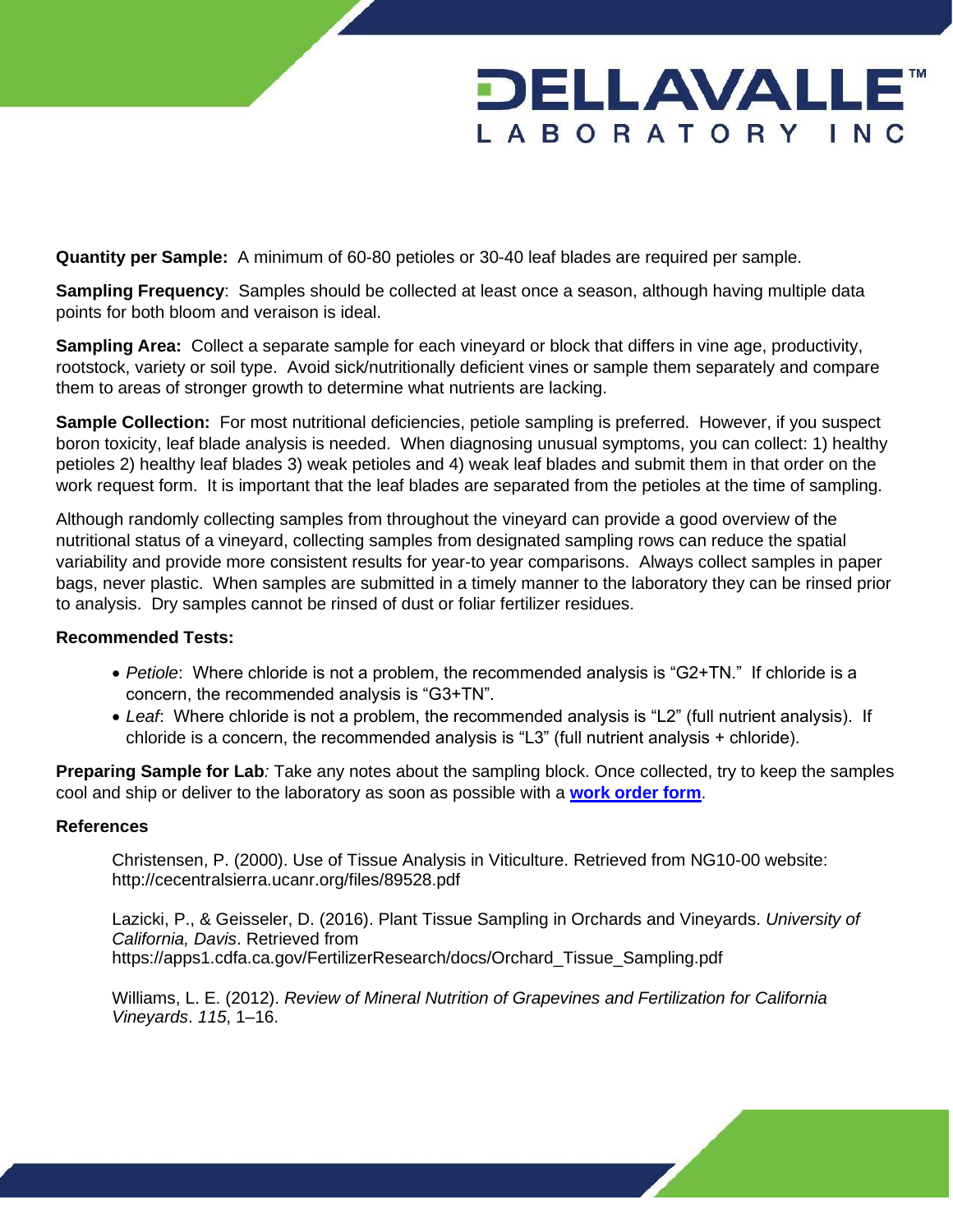**Quantity per Sample:** A minimum of 60-80 petioles or 30-40 leaf blades are required per sample.

**Sampling Frequency**: Samples should be collected at least once a season, although having multiple data points for both bloom and veraison is ideal.

**Sampling Area:** Collect a separate sample for each vineyard or block that differs in vine age, productivity, rootstock, variety or soil type. Avoid sick/nutritionally deficient vines or sample them separately and compare them to areas of stronger growth to determine what nutrients are lacking.

**Sample Collection:** For most nutritional deficiencies, petiole sampling is preferred. However, if you suspect boron toxicity, leaf blade analysis is needed. When diagnosing unusual symptoms, you can collect: 1) healthy petioles 2) healthy leaf blades 3) weak petioles and 4) weak leaf blades and submit them in that order on the work request form. It is important that the leaf blades are separated from the petioles at the time of sampling.

Although randomly collecting samples from throughout the vineyard can provide a good overview of the nutritional status of a vineyard, collecting samples from designated sampling rows can reduce the spatial variability and provide more consistent results for year-to year comparisons. Always collect samples in paper bags, never plastic. When samples are submitted in a timely manner to the laboratory they can be rinsed prior to analysis. Dry samples cannot be rinsed of dust or foliar fertilizer residues.

**Recommended Tests:**

- *Petiole*: Where chloride is not a problem, the recommended analysis is "G2+TN." If chloride is a concern, the recommended analysis is "G3+TN".
- *Leaf*: Where chloride is not a problem, the recommended analysis is "L2" (full nutrient analysis). If chloride is a concern, the recommended analysis is "L3" (full nutrient analysis + chloride).

**Preparing Sample for Lab***:* Take any notes about the sampling block. Once collected, try to keep the samples cool and ship or deliver to the laboratory as soon as possible with a **work order form**.

**References**

Christensen, P. (2000). Use of Tissue Analysis in Viticulture. Retrieved from NG10-00 website: http://cecentralsierra.ucanr.org/files/89528.pdf

Lazicki, P., & Geisseler, D. (2016). Plant Tissue Sampling in Orchards and Vineyards. *University of California, Davis*. Retrieved from https://apps1.cdfa.ca.gov/FertilizerResearch/docs/Orchard_Tissue_Sampling.pdf

Williams, L. E. (2012). *Review of Mineral Nutrition of Grapevines and Fertilization for California Vineyards*. *115*, 1–16.